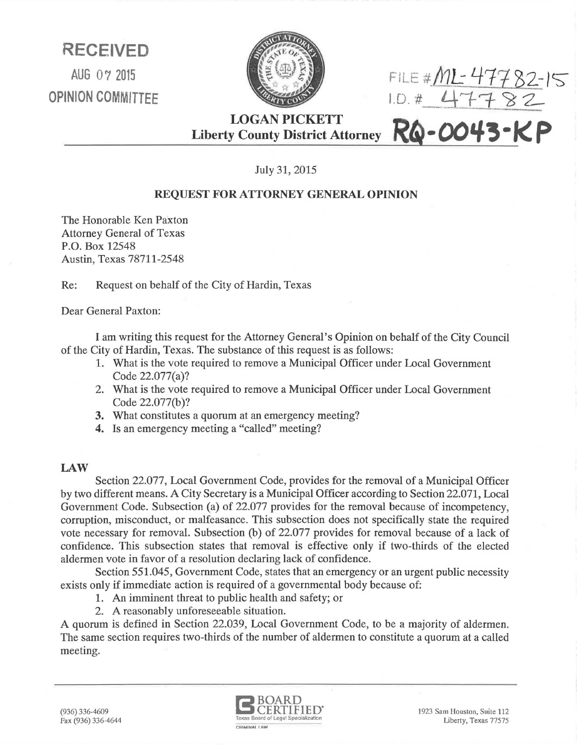RECEIVED

AUG 07 2015

OPINION COMMITTEE

FILE # ML-47782-15

I.D. # 47782

**LOGAN PICKETT**

**Liberty County District Attorney**

**RQ-0043-KP**

July 31, 2015

**REQUEST FOR ATTORNEY GENERAL OPINION**

The Honorable Ken Paxton
Attorney General of Texas
P.O. Box 12548
Austin, Texas 78711-2548

Re: Request on behalf of the City of Hardin, Texas

Dear General Paxton:

I am writing this request for the Attorney General's Opinion on behalf of the City Council of the City of Hardin, Texas. The substance of this request is as follows:

1. What is the vote required to remove a Municipal Officer under Local Government Code 22.077(a)?
2. What is the vote required to remove a Municipal Officer under Local Government Code 22.077(b)?
3. What constitutes a quorum at an emergency meeting?
4. Is an emergency meeting a "called" meeting?

**LAW**

Section 22.077, Local Government Code, provides for the removal of a Municipal Officer by two different means. A City Secretary is a Municipal Officer according to Section 22.071, Local Government Code. Subsection (a) of 22.077 provides for the removal because of incompetency, corruption, misconduct, or malfeasance. This subsection does not specifically state the required vote necessary for removal. Subsection (b) of 22.077 provides for removal because of a lack of confidence. This subsection states that removal is effective only if two-thirds of the elected aldermen vote in favor of a resolution declaring lack of confidence.

Section 551.045, Government Code, states that an emergency or an urgent public necessity exists only if immediate action is required of a governmental body because of:

1. An imminent threat to public health and safety; or
2. A reasonably unforeseeable situation.

A quorum is defined in Section 22.039, Local Government Code, to be a majority of aldermen. The same section requires two-thirds of the number of aldermen to constitute a quorum at a called meeting.

(936) 336-4609
Fax (936) 336-4644

BOARD CERTIFIED
Texas Board of Legal Specialization
CRIMINAL LAW

1923 Sam Houston, Suite 112
Liberty, Texas 77575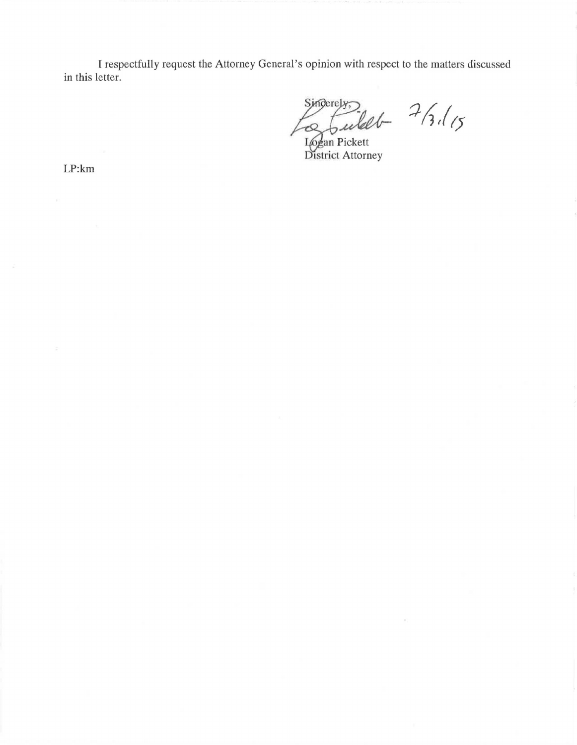I respectfully request the Attorney General's opinion with respect to the matters discussed in this letter.

Sincerely,

7/31/15

Logan Pickett
District Attorney

LP:km